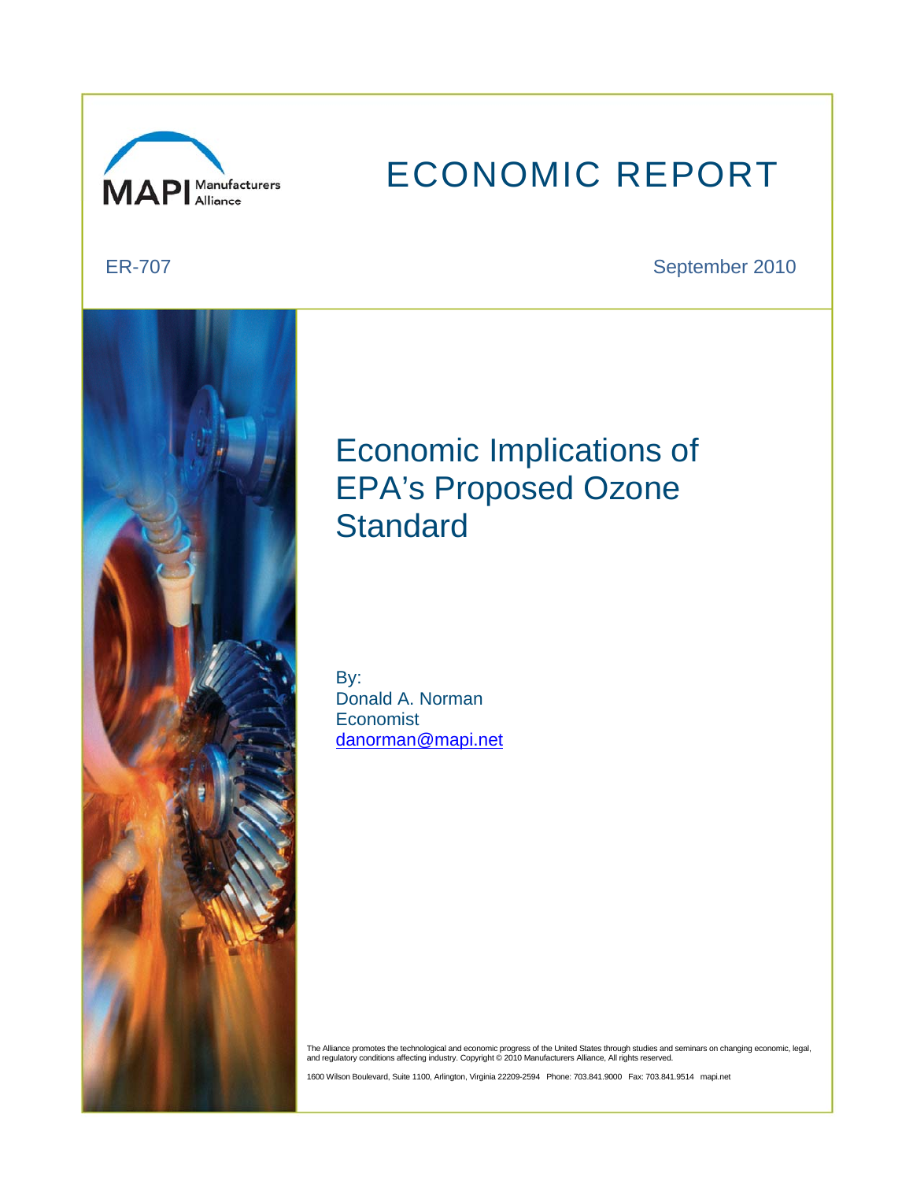MAPI Manufacturers Alliance

# ECONOMIC REPORT

ER-707

September 2010

# Economic Implications of EPA's Proposed Ozone Standard

By:
Donald A. Norman
Economist
danorman@mapi.net

The Alliance promotes the technological and economic progress of the United States through studies and seminars on changing economic, legal, and regulatory conditions affecting industry. Copyright © 2010 Manufacturers Alliance, All rights reserved.

1600 Wilson Boulevard, Suite 1100, Arlington, Virginia 22209-2594 Phone: 703.841.9000 Fax: 703.841.9514 mapi.net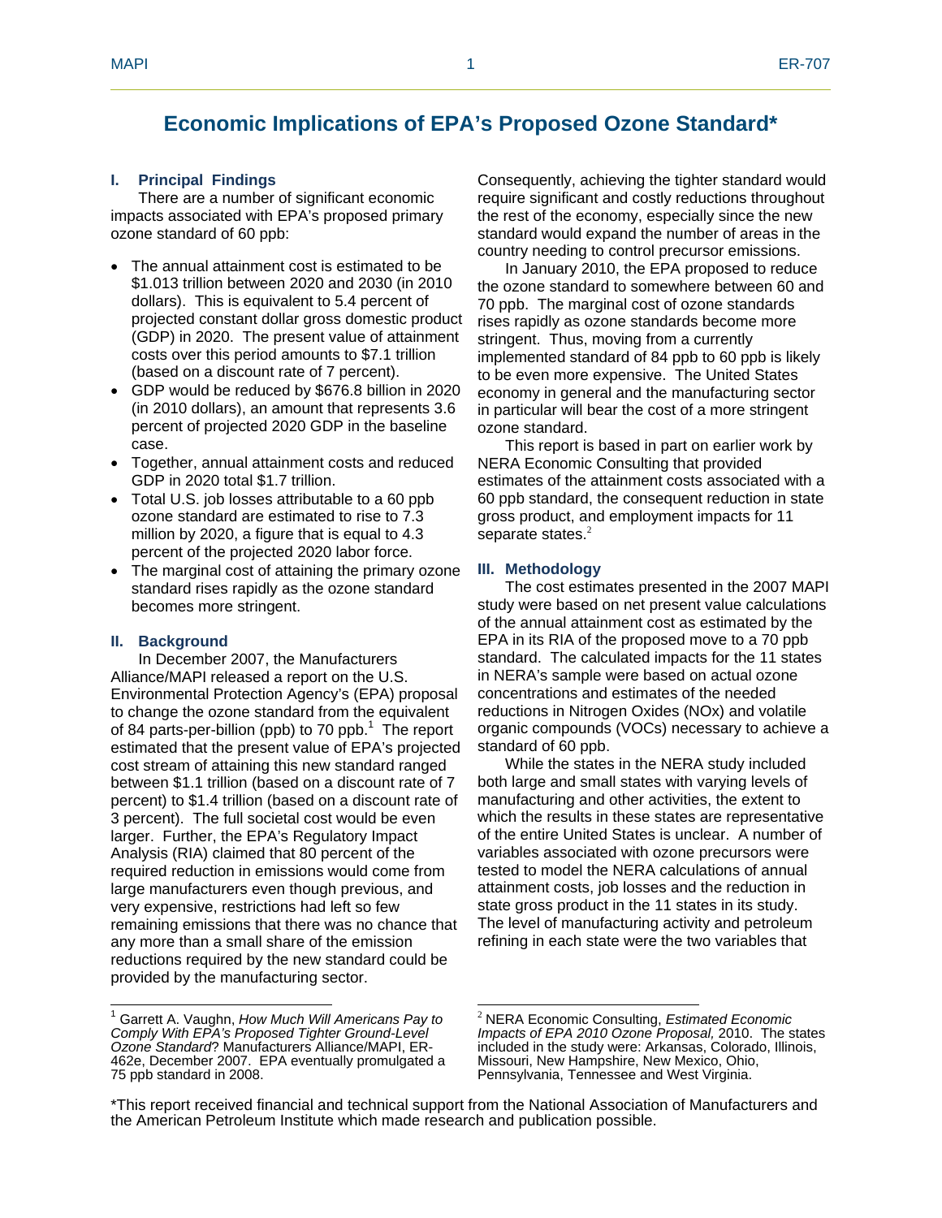# Economic Implications of EPA's Proposed Ozone Standard*

## I. Principal Findings

There are a number of significant economic impacts associated with EPA's proposed primary ozone standard of 60 ppb:

- The annual attainment cost is estimated to be $1.013 trillion between 2020 and 2030 (in 2010 dollars). This is equivalent to 5.4 percent of projected constant dollar gross domestic product (GDP) in 2020. The present value of attainment costs over this period amounts to $7.1 trillion (based on a discount rate of 7 percent).
- GDP would be reduced by $676.8 billion in 2020 (in 2010 dollars), an amount that represents 3.6 percent of projected 2020 GDP in the baseline case.
- Together, annual attainment costs and reduced GDP in 2020 total $1.7 trillion.
- Total U.S. job losses attributable to a 60 ppb ozone standard are estimated to rise to 7.3 million by 2020, a figure that is equal to 4.3 percent of the projected 2020 labor force.
- The marginal cost of attaining the primary ozone standard rises rapidly as the ozone standard becomes more stringent.

## II. Background

In December 2007, the Manufacturers Alliance/MAPI released a report on the U.S. Environmental Protection Agency's (EPA) proposal to change the ozone standard from the equivalent of 84 parts-per-billion (ppb) to 70 ppb.[1] The report estimated that the present value of EPA's projected cost stream of attaining this new standard ranged between $1.1 trillion (based on a discount rate of 7 percent) to $1.4 trillion (based on a discount rate of 3 percent). The full societal cost would be even larger. Further, the EPA's Regulatory Impact Analysis (RIA) claimed that 80 percent of the required reduction in emissions would come from large manufacturers even though previous, and very expensive, restrictions had left so few remaining emissions that there was no chance that any more than a small share of the emission reductions required by the new standard could be provided by the manufacturing sector. Consequently, achieving the tighter standard would require significant and costly reductions throughout the rest of the economy, especially since the new standard would expand the number of areas in the country needing to control precursor emissions.

In January 2010, the EPA proposed to reduce the ozone standard to somewhere between 60 and 70 ppb. The marginal cost of ozone standards rises rapidly as ozone standards become more stringent. Thus, moving from a currently implemented standard of 84 ppb to 60 ppb is likely to be even more expensive. The United States economy in general and the manufacturing sector in particular will bear the cost of a more stringent ozone standard.

This report is based in part on earlier work by NERA Economic Consulting that provided estimates of the attainment costs associated with a 60 ppb standard, the consequent reduction in state gross product, and employment impacts for 11 separate states.[2]

## III. Methodology

The cost estimates presented in the 2007 MAPI study were based on net present value calculations of the annual attainment cost as estimated by the EPA in its RIA of the proposed move to a 70 ppb standard. The calculated impacts for the 11 states in NERA's sample were based on actual ozone concentrations and estimates of the needed reductions in Nitrogen Oxides (NOx) and volatile organic compounds (VOCs) necessary to achieve a standard of 60 ppb.

While the states in the NERA study included both large and small states with varying levels of manufacturing and other activities, the extent to which the results in these states are representative of the entire United States is unclear. A number of variables associated with ozone precursors were tested to model the NERA calculations of annual attainment costs, job losses and the reduction in state gross product in the 11 states in its study. The level of manufacturing activity and petroleum refining in each state were the two variables that

---

[1] Garrett A. Vaughn, *How Much Will Americans Pay to Comply With EPA's Proposed Tighter Ground-Level Ozone Standard*? Manufacturers Alliance/MAPI, ER-462e, December 2007. EPA eventually promulgated a 75 ppb standard in 2008.

[2] NERA Economic Consulting, *Estimated Economic Impacts of EPA 2010 Ozone Proposal,* 2010. The states included in the study were: Arkansas, Colorado, Illinois, Missouri, New Hampshire, New Mexico, Ohio, Pennsylvania, Tennessee and West Virginia.

*This report received financial and technical support from the National Association of Manufacturers and the American Petroleum Institute which made research and publication possible.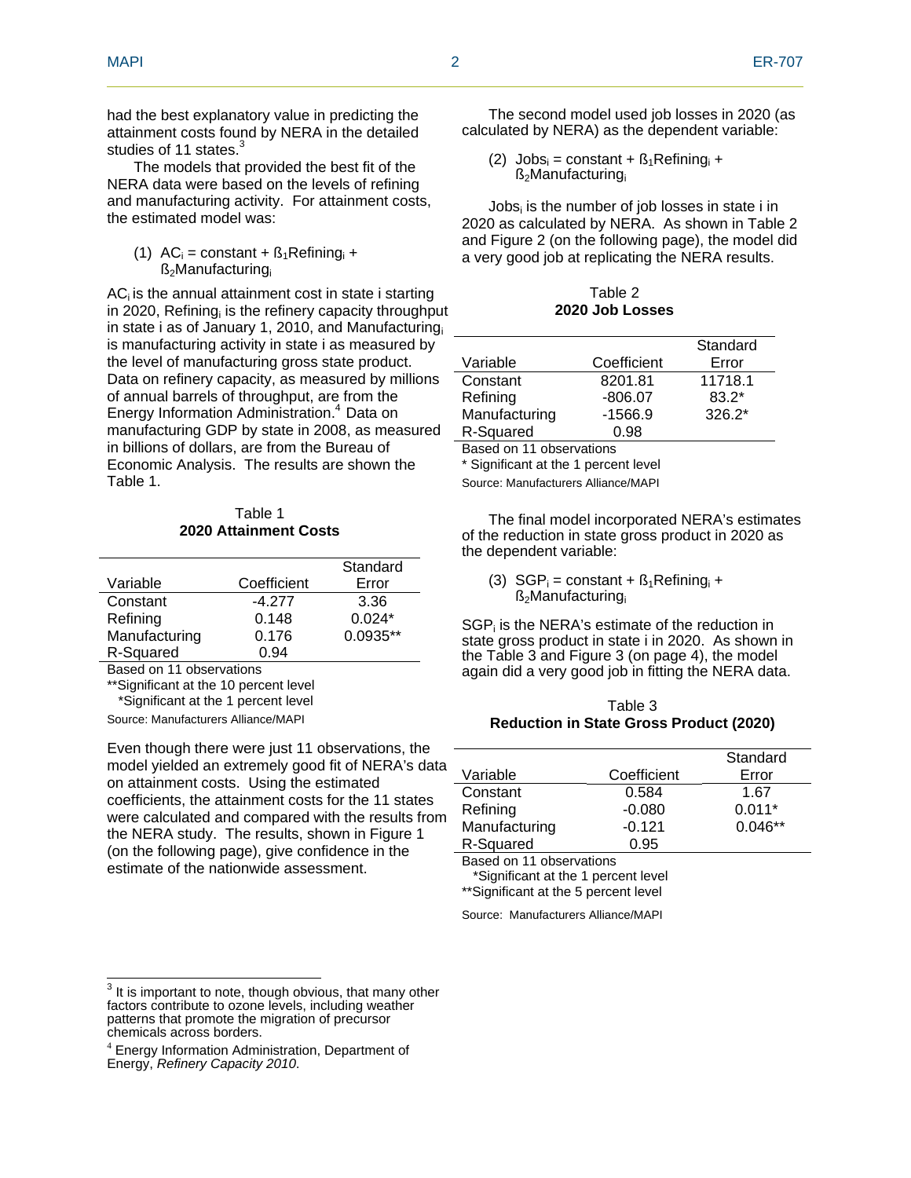had the best explanatory value in predicting the attainment costs found by NERA in the detailed studies of 11 states.[3]

The models that provided the best fit of the NERA data were based on the levels of refining and manufacturing activity. For attainment costs, the estimated model was:

(1) $AC_i = \text{constant} + \beta_1 Refining_i + \beta_2 Manufacturing_i$

$AC_i$ is the annual attainment cost in state i starting in 2020, $Refining_i$ is the refinery capacity throughput in state i as of January 1, 2010, and $Manufacturing_i$ is manufacturing activity in state i as measured by the level of manufacturing gross state product. Data on refinery capacity, as measured by millions of annual barrels of throughput, are from the Energy Information Administration.[4] Data on manufacturing GDP by state in 2008, as measured in billions of dollars, are from the Bureau of Economic Analysis. The results are shown the Table 1.

Table 1
**2020 Attainment Costs**

| Variable | Coefficient | Standard Error |
|---|---|---|
| Constant | -4.277 | 3.36 |
| Refining | 0.148 | 0.024* |
| Manufacturing | 0.176 | 0.0935** |
| R-Squared | 0.94 | |

Based on 11 observations
**Significant at the 10 percent level
*Significant at the 1 percent level
Source: Manufacturers Alliance/MAPI

Even though there were just 11 observations, the model yielded an extremely good fit of NERA's data on attainment costs. Using the estimated coefficients, the attainment costs for the 11 states were calculated and compared with the results from the NERA study. The results, shown in Figure 1 (on the following page), give confidence in the estimate of the nationwide assessment.

The second model used job losses in 2020 (as calculated by NERA) as the dependent variable:

(2) $Jobs_i = \text{constant} + \beta_1 Refining_i + \beta_2 Manufacturing_i$

$Jobs_i$ is the number of job losses in state i in 2020 as calculated by NERA. As shown in Table 2 and Figure 2 (on the following page), the model did a very good job at replicating the NERA results.

Table 2
**2020 Job Losses**

| Variable | Coefficient | Standard Error |
|---|---|---|
| Constant | 8201.81 | 11718.1 |
| Refining | -806.07 | 83.2* |
| Manufacturing | -1566.9 | 326.2* |
| R-Squared | 0.98 | |

Based on 11 observations
* Significant at the 1 percent level
Source: Manufacturers Alliance/MAPI

The final model incorporated NERA's estimates of the reduction in state gross product in 2020 as the dependent variable:

(3) $SGP_i = \text{constant} + \beta_1 Refining_i + \beta_2 Manufacturing_i$

$SGP_i$ is the NERA's estimate of the reduction in state gross product in state i in 2020. As shown in the Table 3 and Figure 3 (on page 4), the model again did a very good job in fitting the NERA data.

Table 3
**Reduction in State Gross Product (2020)**

| Variable | Coefficient | Standard Error |
|---|---|---|
| Constant | 0.584 | 1.67 |
| Refining | -0.080 | 0.011* |
| Manufacturing | -0.121 | 0.046** |
| R-Squared | 0.95 | |

Based on 11 observations
*Significant at the 1 percent level
**Significant at the 5 percent level
Source: Manufacturers Alliance/MAPI

---

[3] It is important to note, though obvious, that many other factors contribute to ozone levels, including weather patterns that promote the migration of precursor chemicals across borders.

[4] Energy Information Administration, Department of Energy, *Refinery Capacity 2010*.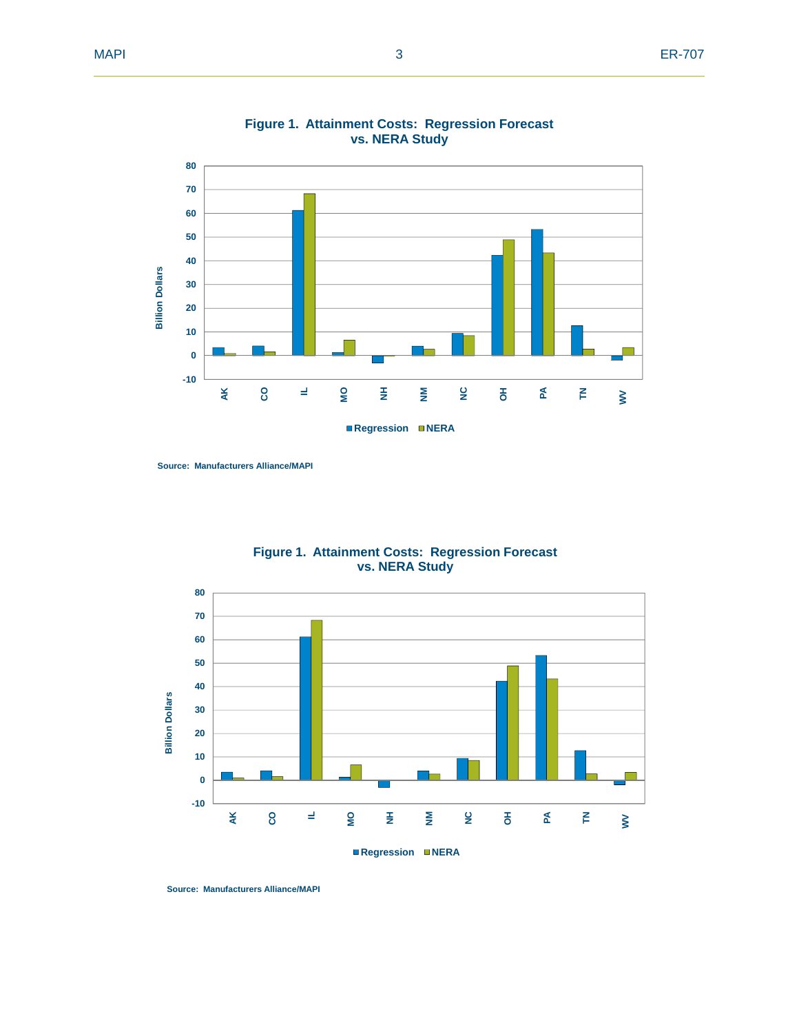**Figure 1. Attainment Costs: Regression Forecast vs. NERA Study**

Source: Manufacturers Alliance/MAPI

**Figure 1. Attainment Costs: Regression Forecast vs. NERA Study**

Source: Manufacturers Alliance/MAPI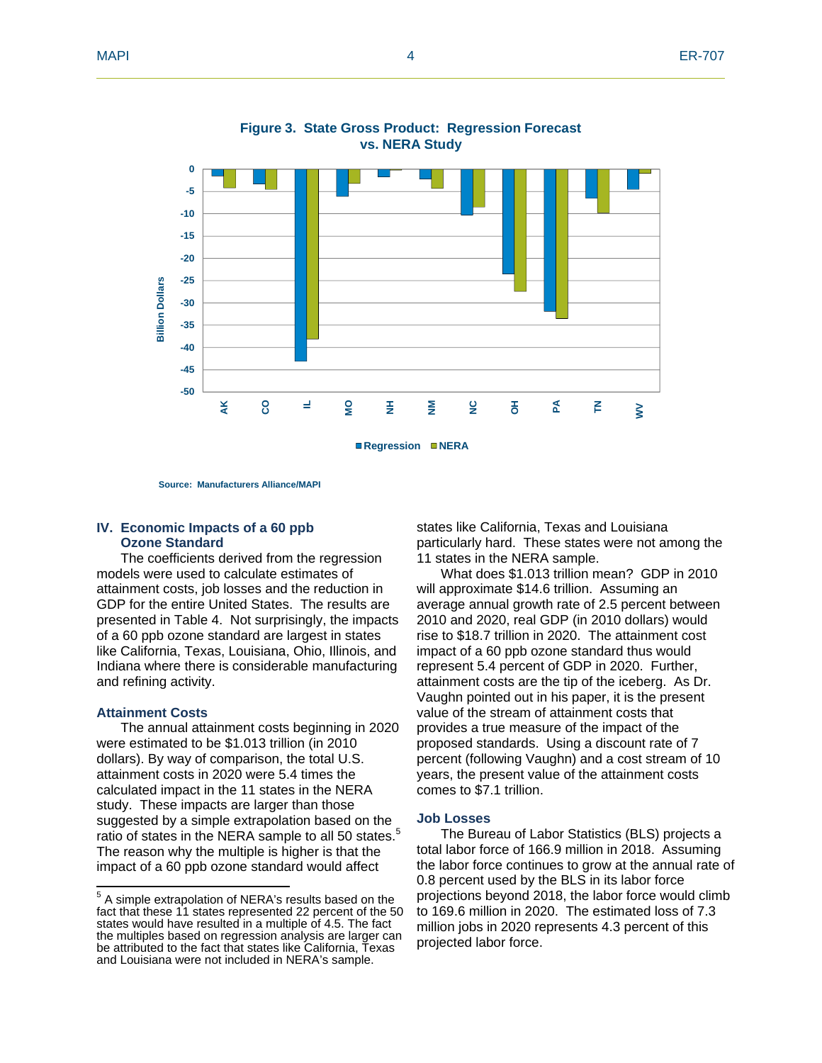**Figure 3. State Gross Product: Regression Forecast vs. NERA Study**

Source: Manufacturers Alliance/MAPI

## IV. Economic Impacts of a 60 ppb Ozone Standard

The coefficients derived from the regression models were used to calculate estimates of attainment costs, job losses and the reduction in GDP for the entire United States. The results are presented in Table 4. Not surprisingly, the impacts of a 60 ppb ozone standard are largest in states like California, Texas, Louisiana, Ohio, Illinois, and Indiana where there is considerable manufacturing and refining activity.

### Attainment Costs

The annual attainment costs beginning in 2020 were estimated to be $1.013 trillion (in 2010 dollars). By way of comparison, the total U.S. attainment costs in 2020 were 5.4 times the calculated impact in the 11 states in the NERA study. These impacts are larger than those suggested by a simple extrapolation based on the ratio of states in the NERA sample to all 50 states.[5] The reason why the multiple is higher is that the impact of a 60 ppb ozone standard would affect states like California, Texas and Louisiana particularly hard. These states were not among the 11 states in the NERA sample.

What does $1.013 trillion mean? GDP in 2010 will approximate $14.6 trillion. Assuming an average annual growth rate of 2.5 percent between 2010 and 2020, real GDP (in 2010 dollars) would rise to $18.7 trillion in 2020. The attainment cost impact of a 60 ppb ozone standard thus would represent 5.4 percent of GDP in 2020. Further, attainment costs are the tip of the iceberg. As Dr. Vaughn pointed out in his paper, it is the present value of the stream of attainment costs that provides a true measure of the impact of the proposed standards. Using a discount rate of 7 percent (following Vaughn) and a cost stream of 10 years, the present value of the attainment costs comes to $7.1 trillion.

### Job Losses

The Bureau of Labor Statistics (BLS) projects a total labor force of 166.9 million in 2018. Assuming the labor force continues to grow at the annual rate of 0.8 percent used by the BLS in its labor force projections beyond 2018, the labor force would climb to 169.6 million in 2020. The estimated loss of 7.3 million jobs in 2020 represents 4.3 percent of this projected labor force.

---

[5] A simple extrapolation of NERA's results based on the fact that these 11 states represented 22 percent of the 50 states would have resulted in a multiple of 4.5. The fact the multiples based on regression analysis are larger can be attributed to the fact that states like California, Texas and Louisiana were not included in NERA's sample.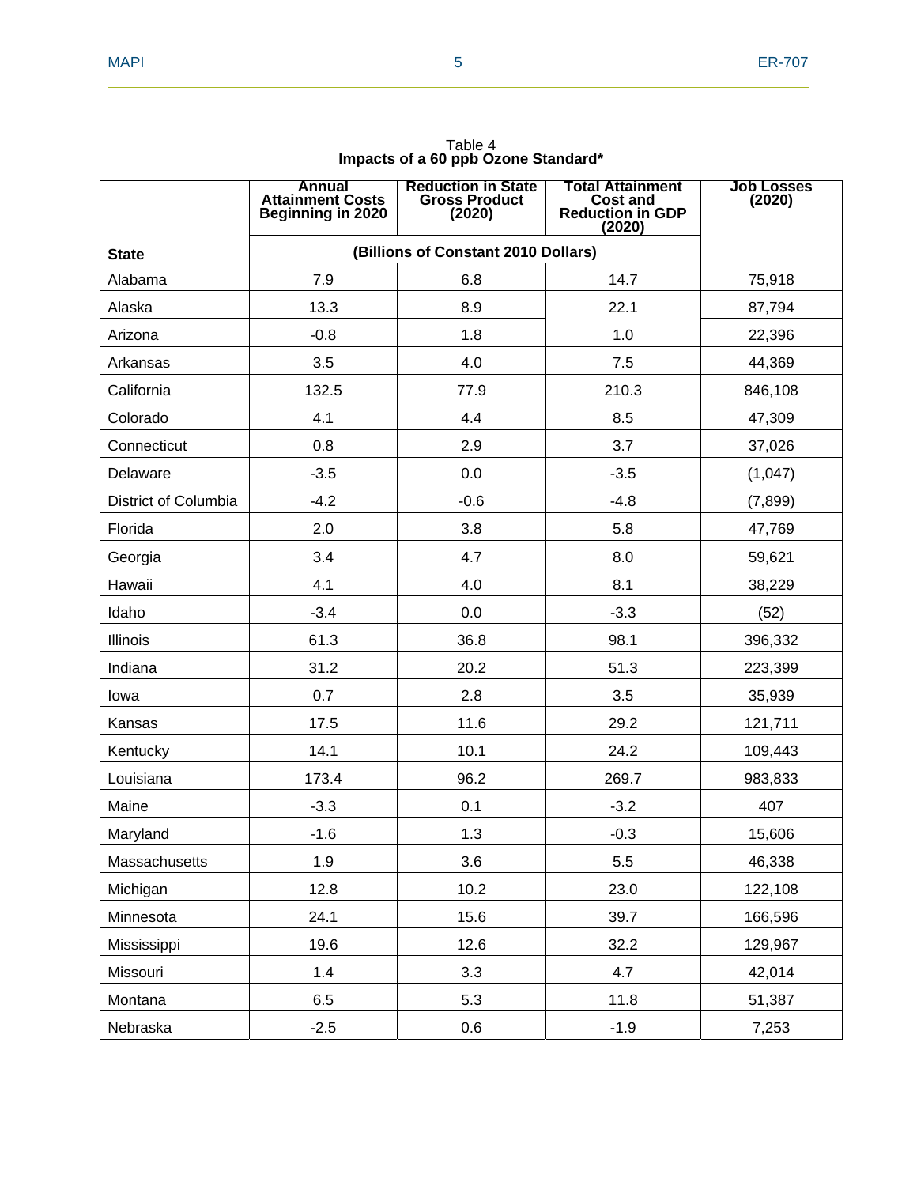Table 4
**Impacts of a 60 ppb Ozone Standard***

| State | Annual Attainment Costs Beginning in 2020 | Reduction in State Gross Product (2020) | Total Attainment Cost and Reduction in GDP (2020) | Job Losses (2020) |
|---|---|---|---|---|
| | (Billions of Constant 2010 Dollars) | | | |
| Alabama | 7.9 | 6.8 | 14.7 | 75,918 |
| Alaska | 13.3 | 8.9 | 22.1 | 87,794 |
| Arizona | -0.8 | 1.8 | 1.0 | 22,396 |
| Arkansas | 3.5 | 4.0 | 7.5 | 44,369 |
| California | 132.5 | 77.9 | 210.3 | 846,108 |
| Colorado | 4.1 | 4.4 | 8.5 | 47,309 |
| Connecticut | 0.8 | 2.9 | 3.7 | 37,026 |
| Delaware | -3.5 | 0.0 | -3.5 | (1,047) |
| District of Columbia | -4.2 | -0.6 | -4.8 | (7,899) |
| Florida | 2.0 | 3.8 | 5.8 | 47,769 |
| Georgia | 3.4 | 4.7 | 8.0 | 59,621 |
| Hawaii | 4.1 | 4.0 | 8.1 | 38,229 |
| Idaho | -3.4 | 0.0 | -3.3 | (52) |
| Illinois | 61.3 | 36.8 | 98.1 | 396,332 |
| Indiana | 31.2 | 20.2 | 51.3 | 223,399 |
| Iowa | 0.7 | 2.8 | 3.5 | 35,939 |
| Kansas | 17.5 | 11.6 | 29.2 | 121,711 |
| Kentucky | 14.1 | 10.1 | 24.2 | 109,443 |
| Louisiana | 173.4 | 96.2 | 269.7 | 983,833 |
| Maine | -3.3 | 0.1 | -3.2 | 407 |
| Maryland | -1.6 | 1.3 | -0.3 | 15,606 |
| Massachusetts | 1.9 | 3.6 | 5.5 | 46,338 |
| Michigan | 12.8 | 10.2 | 23.0 | 122,108 |
| Minnesota | 24.1 | 15.6 | 39.7 | 166,596 |
| Mississippi | 19.6 | 12.6 | 32.2 | 129,967 |
| Missouri | 1.4 | 3.3 | 4.7 | 42,014 |
| Montana | 6.5 | 5.3 | 11.8 | 51,387 |
| Nebraska | -2.5 | 0.6 | -1.9 | 7,253 |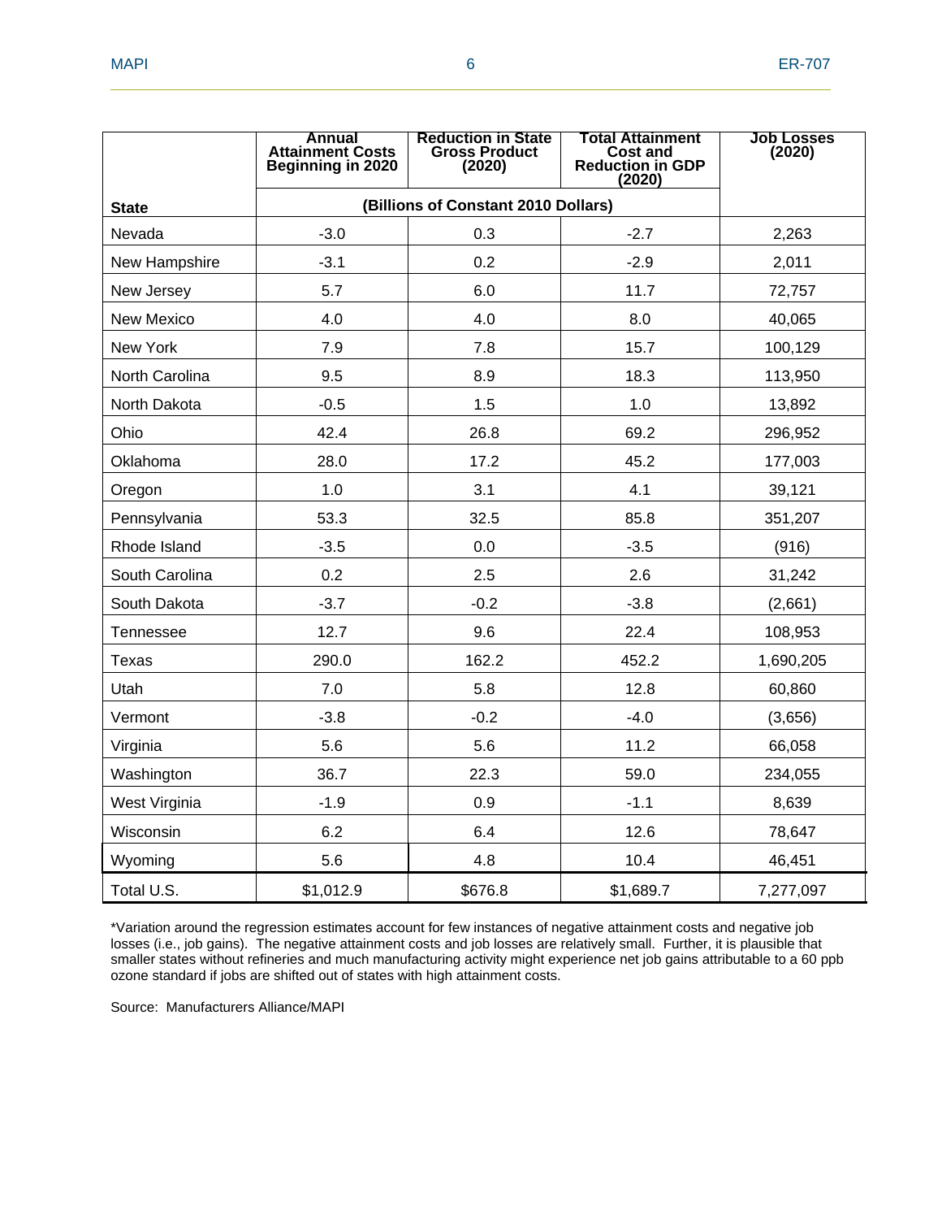| State | Annual Attainment Costs Beginning in 2020 | Reduction in State Gross Product (2020) | Total Attainment Cost and Reduction in GDP (2020) | Job Losses (2020) |
|---|---|---|---|---|
| | (Billions of Constant 2010 Dollars) | | | |
| Nevada | -3.0 | 0.3 | -2.7 | 2,263 |
| New Hampshire | -3.1 | 0.2 | -2.9 | 2,011 |
| New Jersey | 5.7 | 6.0 | 11.7 | 72,757 |
| New Mexico | 4.0 | 4.0 | 8.0 | 40,065 |
| New York | 7.9 | 7.8 | 15.7 | 100,129 |
| North Carolina | 9.5 | 8.9 | 18.3 | 113,950 |
| North Dakota | -0.5 | 1.5 | 1.0 | 13,892 |
| Ohio | 42.4 | 26.8 | 69.2 | 296,952 |
| Oklahoma | 28.0 | 17.2 | 45.2 | 177,003 |
| Oregon | 1.0 | 3.1 | 4.1 | 39,121 |
| Pennsylvania | 53.3 | 32.5 | 85.8 | 351,207 |
| Rhode Island | -3.5 | 0.0 | -3.5 | (916) |
| South Carolina | 0.2 | 2.5 | 2.6 | 31,242 |
| South Dakota | -3.7 | -0.2 | -3.8 | (2,661) |
| Tennessee | 12.7 | 9.6 | 22.4 | 108,953 |
| Texas | 290.0 | 162.2 | 452.2 | 1,690,205 |
| Utah | 7.0 | 5.8 | 12.8 | 60,860 |
| Vermont | -3.8 | -0.2 | -4.0 | (3,656) |
| Virginia | 5.6 | 5.6 | 11.2 | 66,058 |
| Washington | 36.7 | 22.3 | 59.0 | 234,055 |
| West Virginia | -1.9 | 0.9 | -1.1 | 8,639 |
| Wisconsin | 6.2 | 6.4 | 12.6 | 78,647 |
| Wyoming | 5.6 | 4.8 | 10.4 | 46,451 |
| Total U.S. | $1,012.9 | $676.8 | $1,689.7 | 7,277,097 |

*Variation around the regression estimates account for few instances of negative attainment costs and negative job losses (i.e., job gains). The negative attainment costs and job losses are relatively small. Further, it is plausible that smaller states without refineries and much manufacturing activity might experience net job gains attributable to a 60 ppb ozone standard if jobs are shifted out of states with high attainment costs.

Source: Manufacturers Alliance/MAPI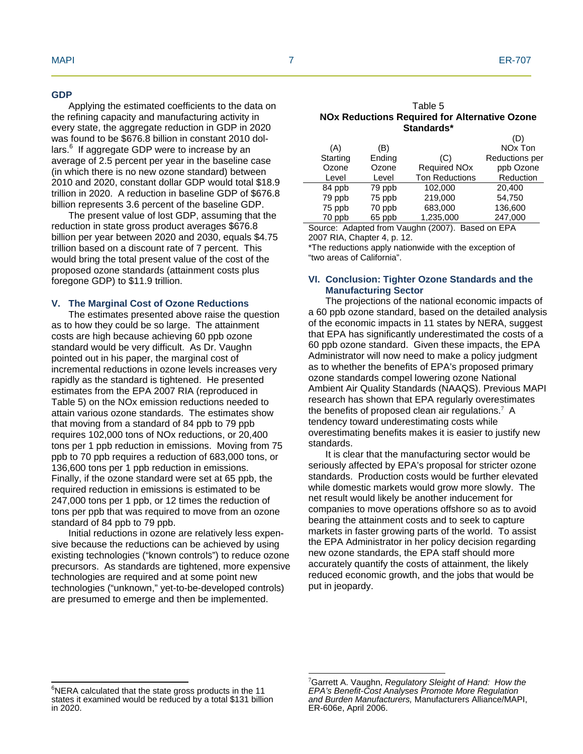## GDP

Applying the estimated coefficients to the data on the refining capacity and manufacturing activity in every state, the aggregate reduction in GDP in 2020 was found to be $676.8 billion in constant 2010 dollars.[6] If aggregate GDP were to increase by an average of 2.5 percent per year in the baseline case (in which there is no new ozone standard) between 2010 and 2020, constant dollar GDP would total $18.9 trillion in 2020. A reduction in baseline GDP of $676.8 billion represents 3.6 percent of the baseline GDP.

The present value of lost GDP, assuming that the reduction in state gross product averages $676.8 billion per year between 2020 and 2030, equals $4.75 trillion based on a discount rate of 7 percent. This would bring the total present value of the cost of the proposed ozone standards (attainment costs plus foregone GDP) to $11.9 trillion.

## V. The Marginal Cost of Ozone Reductions

The estimates presented above raise the question as to how they could be so large. The attainment costs are high because achieving 60 ppb ozone standard would be very difficult. As Dr. Vaughn pointed out in his paper, the marginal cost of incremental reductions in ozone levels increases very rapidly as the standard is tightened. He presented estimates from the EPA 2007 RIA (reproduced in Table 5) on the NOx emission reductions needed to attain various ozone standards. The estimates show that moving from a standard of 84 ppb to 79 ppb requires 102,000 tons of NOx reductions, or 20,400 tons per 1 ppb reduction in emissions. Moving from 75 ppb to 70 ppb requires a reduction of 683,000 tons, or 136,600 tons per 1 ppb reduction in emissions. Finally, if the ozone standard were set at 65 ppb, the required reduction in emissions is estimated to be 247,000 tons per 1 ppb, or 12 times the reduction of tons per ppb that was required to move from an ozone standard of 84 ppb to 79 ppb.

Initial reductions in ozone are relatively less expensive because the reductions can be achieved by using existing technologies ("known controls") to reduce ozone precursors. As standards are tightened, more expensive technologies are required and at some point new technologies ("unknown," yet-to-be-developed controls) are presumed to emerge and then be implemented.

Table 5
**NOx Reductions Required for Alternative Ozone Standards***

| (A) Starting Ozone Level | (B) Ending Ozone Level | (C) Required NOx Ton Reductions | (D) NOx Ton Reductions per ppb Ozone Reduction |
|---|---|---|---|
| 84 ppb | 79 ppb | 102,000 | 20,400 |
| 79 ppb | 75 ppb | 219,000 | 54,750 |
| 75 ppb | 70 ppb | 683,000 | 136,600 |
| 70 ppb | 65 ppb | 1,235,000 | 247,000 |

Source: Adapted from Vaughn (2007). Based on EPA 2007 RIA, Chapter 4, p. 12.

*The reductions apply nationwide with the exception of "two areas of California".

## VI. Conclusion: Tighter Ozone Standards and the Manufacturing Sector

The projections of the national economic impacts of a 60 ppb ozone standard, based on the detailed analysis of the economic impacts in 11 states by NERA, suggest that EPA has significantly underestimated the costs of a 60 ppb ozone standard. Given these impacts, the EPA Administrator will now need to make a policy judgment as to whether the benefits of EPA's proposed primary ozone standards compel lowering ozone National Ambient Air Quality Standards (NAAQS). Previous MAPI research has shown that EPA regularly overestimates the benefits of proposed clean air regulations.[7] A tendency toward underestimating costs while overestimating benefits makes it is easier to justify new standards.

It is clear that the manufacturing sector would be seriously affected by EPA's proposal for stricter ozone standards. Production costs would be further elevated while domestic markets would grow more slowly. The net result would likely be another inducement for companies to move operations offshore so as to avoid bearing the attainment costs and to seek to capture markets in faster growing parts of the world. To assist the EPA Administrator in her policy decision regarding new ozone standards, the EPA staff should more accurately quantify the costs of attainment, the likely reduced economic growth, and the jobs that would be put in jeopardy.

---

[6] NERA calculated that the state gross products in the 11 states it examined would be reduced by a total $131 billion in 2020.

[7] Garrett A. Vaughn, *Regulatory Sleight of Hand: How the EPA's Benefit-Cost Analyses Promote More Regulation and Burden Manufacturers,* Manufacturers Alliance/MAPI, ER-606e, April 2006.